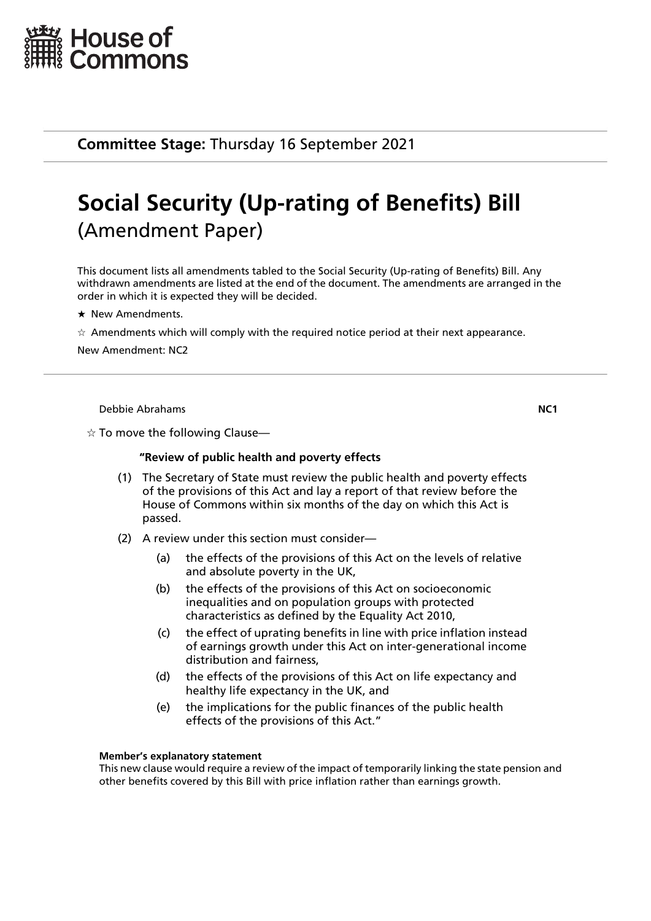House of Commons

**Committee Stage:** Thursday 16 September 2021

# Social Security (Up-rating of Benefits) Bill
## (Amendment Paper)

This document lists all amendments tabled to the Social Security (Up-rating of Benefits) Bill. Any withdrawn amendments are listed at the end of the document. The amendments are arranged in the order in which it is expected they will be decided.

★ New Amendments.

☆ Amendments which will comply with the required notice period at their next appearance.

New Amendment: NC2

---

Debbie Abrahams **NC1**

☆ To move the following Clause—

**"Review of public health and poverty effects**

(1) The Secretary of State must review the public health and poverty effects of the provisions of this Act and lay a report of that review before the House of Commons within six months of the day on which this Act is passed.

(2) A review under this section must consider—

(a) the effects of the provisions of this Act on the levels of relative and absolute poverty in the UK,

(b) the effects of the provisions of this Act on socioeconomic inequalities and on population groups with protected characteristics as defined by the Equality Act 2010,

(c) the effect of uprating benefits in line with price inflation instead of earnings growth under this Act on inter-generational income distribution and fairness,

(d) the effects of the provisions of this Act on life expectancy and healthy life expectancy in the UK, and

(e) the implications for the public finances of the public health effects of the provisions of this Act."

**Member's explanatory statement**

This new clause would require a review of the impact of temporarily linking the state pension and other benefits covered by this Bill with price inflation rather than earnings growth.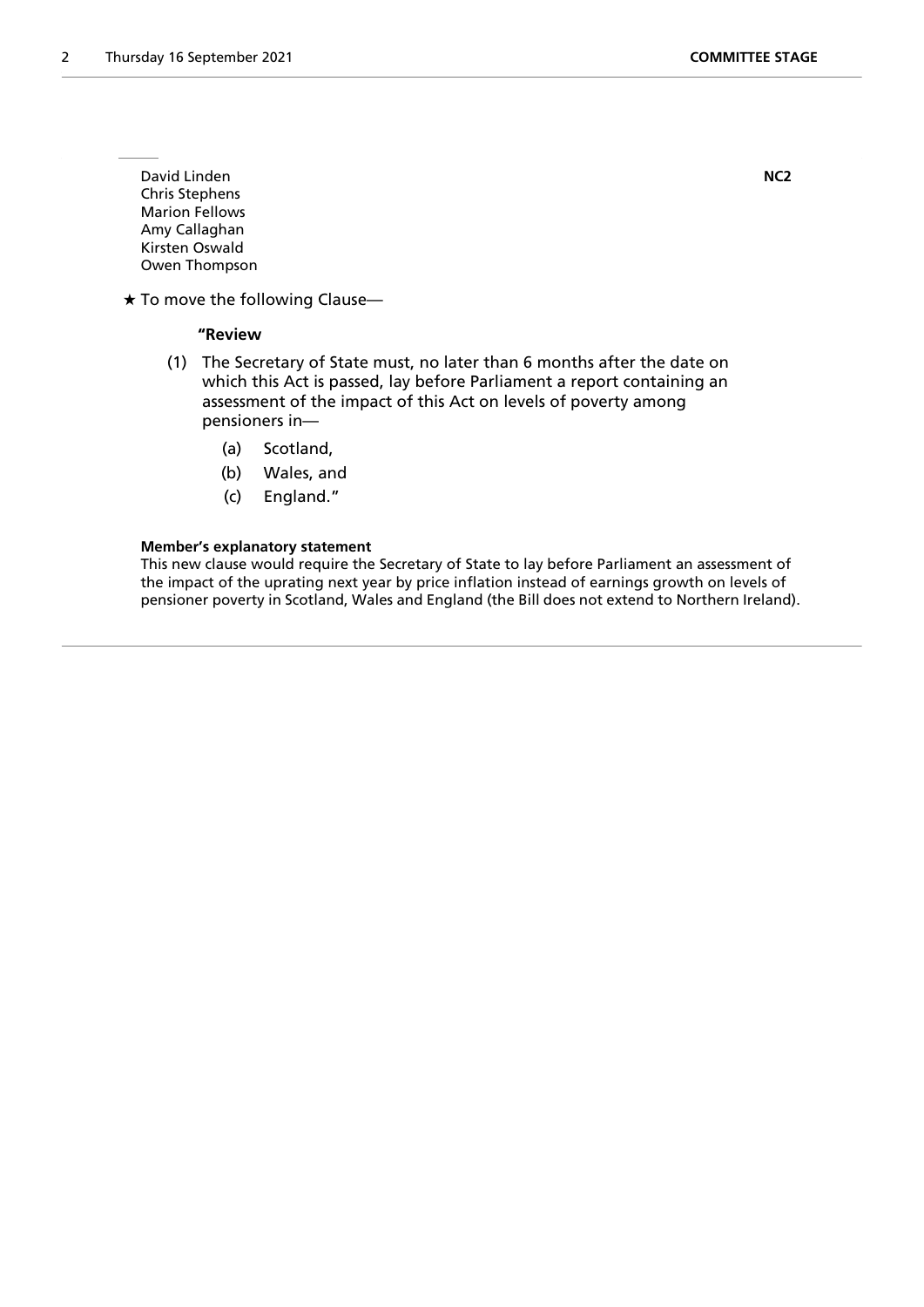David Linden **NC2**
Chris Stephens
Marion Fellows
Amy Callaghan
Kirsten Oswald
Owen Thompson

★ To move the following Clause—

**"Review**

(1) The Secretary of State must, no later than 6 months after the date on which this Act is passed, lay before Parliament a report containing an assessment of the impact of this Act on levels of poverty among pensioners in—

 (a) Scotland,

 (b) Wales, and

 (c) England."

**Member's explanatory statement**

This new clause would require the Secretary of State to lay before Parliament an assessment of the impact of the uprating next year by price inflation instead of earnings growth on levels of pensioner poverty in Scotland, Wales and England (the Bill does not extend to Northern Ireland).